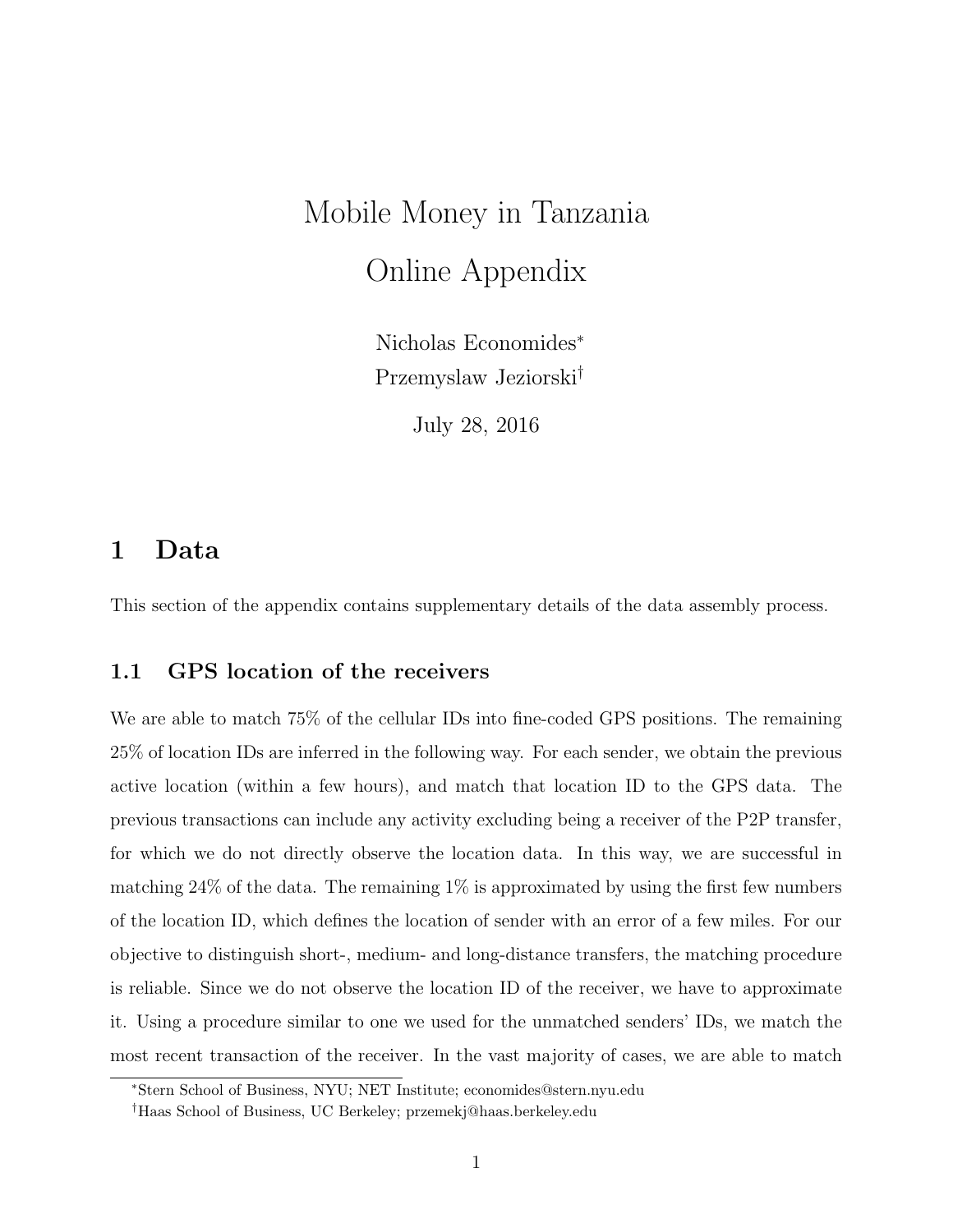# Mobile Money in Tanzania

## Online Appendix

Nicholas Economides[*]

Przemyslaw Jeziorski[†]

July 28, 2016

## 1 Data

This section of the appendix contains supplementary details of the data assembly process.

### 1.1 GPS location of the receivers

We are able to match 75% of the cellular IDs into fine-coded GPS positions. The remaining 25% of location IDs are inferred in the following way. For each sender, we obtain the previous active location (within a few hours), and match that location ID to the GPS data. The previous transactions can include any activity excluding being a receiver of the P2P transfer, for which we do not directly observe the location data. In this way, we are successful in matching 24% of the data. The remaining 1% is approximated by using the first few numbers of the location ID, which defines the location of sender with an error of a few miles. For our objective to distinguish short-, medium- and long-distance transfers, the matching procedure is reliable. Since we do not observe the location ID of the receiver, we have to approximate it. Using a procedure similar to one we used for the unmatched senders' IDs, we match the most recent transaction of the receiver. In the vast majority of cases, we are able to match

[*]Stern School of Business, NYU; NET Institute; economides@stern.nyu.edu

[†]Haas School of Business, UC Berkeley; przemekj@haas.berkeley.edu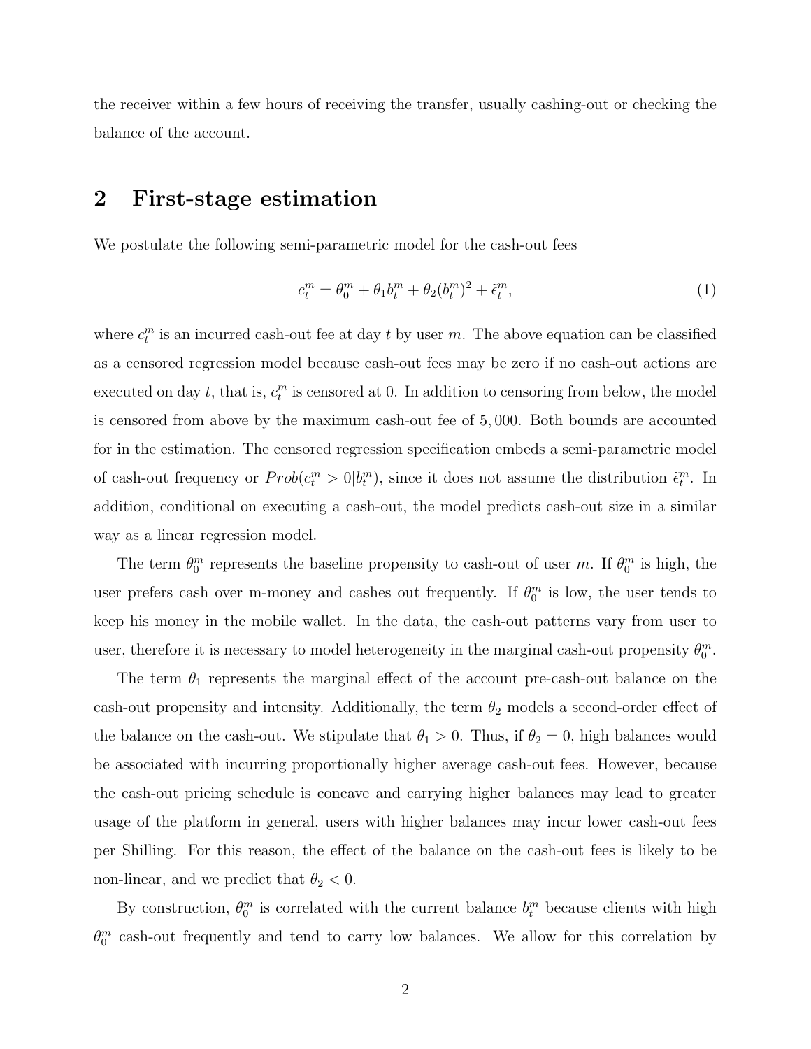the receiver within a few hours of receiving the transfer, usually cashing-out or checking the balance of the account.

## 2 First-stage estimation

We postulate the following semi-parametric model for the cash-out fees

$$c_t^m = \theta_0^m + \theta_1 b_t^m + \theta_2 (b_t^m)^2 + \tilde{\epsilon}_t^m, \tag{1}$$

where $c_t^m$ is an incurred cash-out fee at day $t$ by user $m$. The above equation can be classified as a censored regression model because cash-out fees may be zero if no cash-out actions are executed on day $t$, that is, $c_t^m$ is censored at 0. In addition to censoring from below, the model is censored from above by the maximum cash-out fee of 5,000. Both bounds are accounted for in the estimation. The censored regression specification embeds a semi-parametric model of cash-out frequency or $Prob(c_t^m > 0|b_t^m)$, since it does not assume the distribution $\tilde{\epsilon}_t^m$. In addition, conditional on executing a cash-out, the model predicts cash-out size in a similar way as a linear regression model.

The term $\theta_0^m$ represents the baseline propensity to cash-out of user $m$. If $\theta_0^m$ is high, the user prefers cash over m-money and cashes out frequently. If $\theta_0^m$ is low, the user tends to keep his money in the mobile wallet. In the data, the cash-out patterns vary from user to user, therefore it is necessary to model heterogeneity in the marginal cash-out propensity $\theta_0^m$.

The term $\theta_1$ represents the marginal effect of the account pre-cash-out balance on the cash-out propensity and intensity. Additionally, the term $\theta_2$ models a second-order effect of the balance on the cash-out. We stipulate that $\theta_1 > 0$. Thus, if $\theta_2 = 0$, high balances would be associated with incurring proportionally higher average cash-out fees. However, because the cash-out pricing schedule is concave and carrying higher balances may lead to greater usage of the platform in general, users with higher balances may incur lower cash-out fees per Shilling. For this reason, the effect of the balance on the cash-out fees is likely to be non-linear, and we predict that $\theta_2 < 0$.

By construction, $\theta_0^m$ is correlated with the current balance $b_t^m$ because clients with high $\theta_0^m$ cash-out frequently and tend to carry low balances. We allow for this correlation by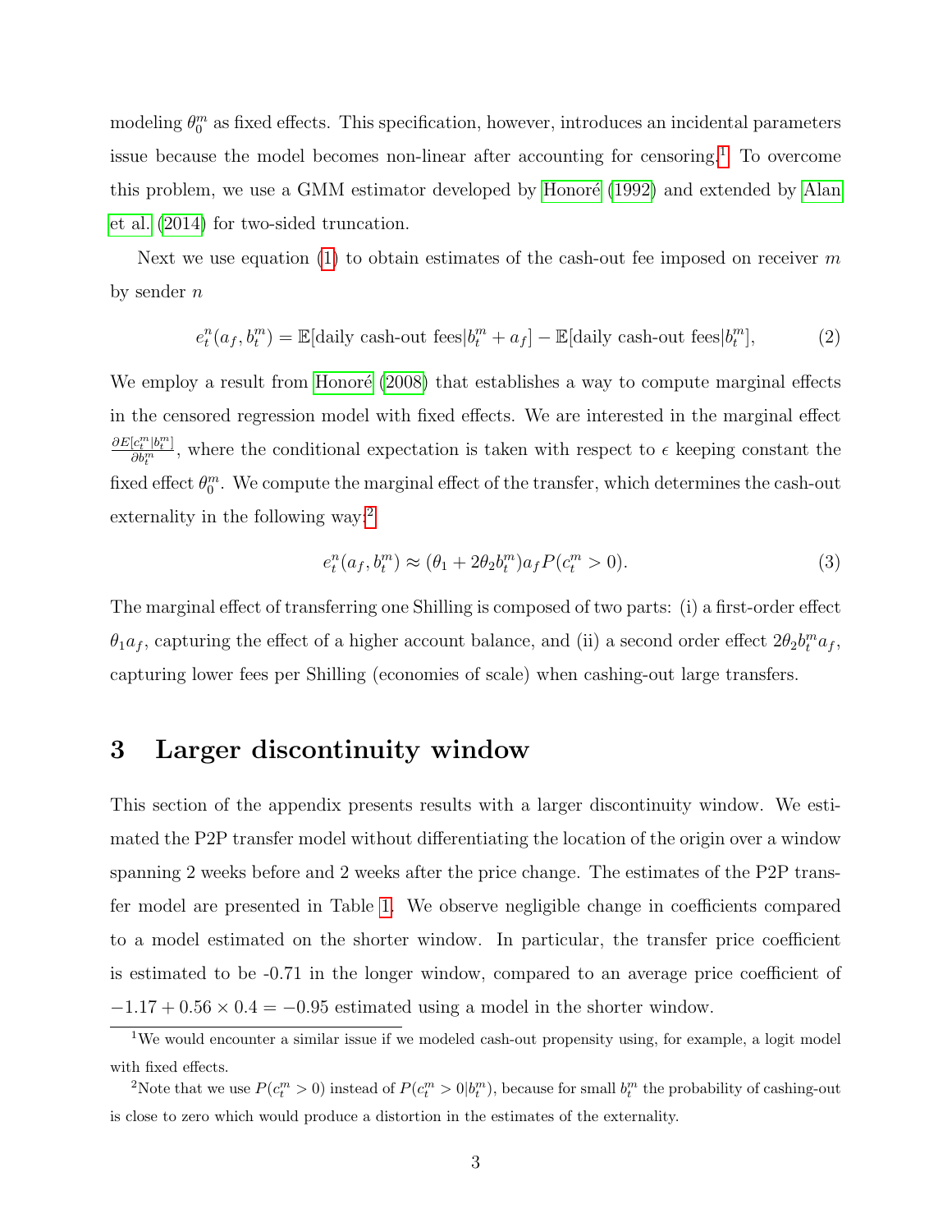modeling $\theta_0^m$ as fixed effects. This specification, however, introduces an incidental parameters issue because the model becomes non-linear after accounting for censoring.[1] To overcome this problem, we use a GMM estimator developed by Honoré (1992) and extended by Alan et al. (2014) for two-sided truncation.

Next we use equation (1) to obtain estimates of the cash-out fee imposed on receiver $m$ by sender $n$

$$e_t^n(a_f, b_t^m) = \mathbb{E}[\text{daily cash-out fees}|b_t^m + a_f] - \mathbb{E}[\text{daily cash-out fees}|b_t^m], \tag{2}$$

We employ a result from Honoré (2008) that establishes a way to compute marginal effects in the censored regression model with fixed effects. We are interested in the marginal effect $\frac{\partial E[c_t^m|b_t^m]}{\partial b_t^m}$, where the conditional expectation is taken with respect to $\epsilon$ keeping constant the fixed effect $\theta_0^m$. We compute the marginal effect of the transfer, which determines the cash-out externality in the following way:[2]

$$e_t^n(a_f, b_t^m) \approx (\theta_1 + 2\theta_2 b_t^m) a_f P(c_t^m > 0). \tag{3}$$

The marginal effect of transferring one Shilling is composed of two parts: (i) a first-order effect $\theta_1 a_f$, capturing the effect of a higher account balance, and (ii) a second order effect $2\theta_2 b_t^m a_f$, capturing lower fees per Shilling (economies of scale) when cashing-out large transfers.

# 3 Larger discontinuity window

This section of the appendix presents results with a larger discontinuity window. We estimated the P2P transfer model without differentiating the location of the origin over a window spanning 2 weeks before and 2 weeks after the price change. The estimates of the P2P transfer model are presented in Table 1. We observe negligible change in coefficients compared to a model estimated on the shorter window. In particular, the transfer price coefficient is estimated to be -0.71 in the longer window, compared to an average price coefficient of $-1.17 + 0.56 \times 0.4 = -0.95$ estimated using a model in the shorter window.

[1] We would encounter a similar issue if we modeled cash-out propensity using, for example, a logit model with fixed effects.

[2] Note that we use $P(c_t^m > 0)$ instead of $P(c_t^m > 0|b_t^m)$, because for small $b_t^m$ the probability of cashing-out is close to zero which would produce a distortion in the estimates of the externality.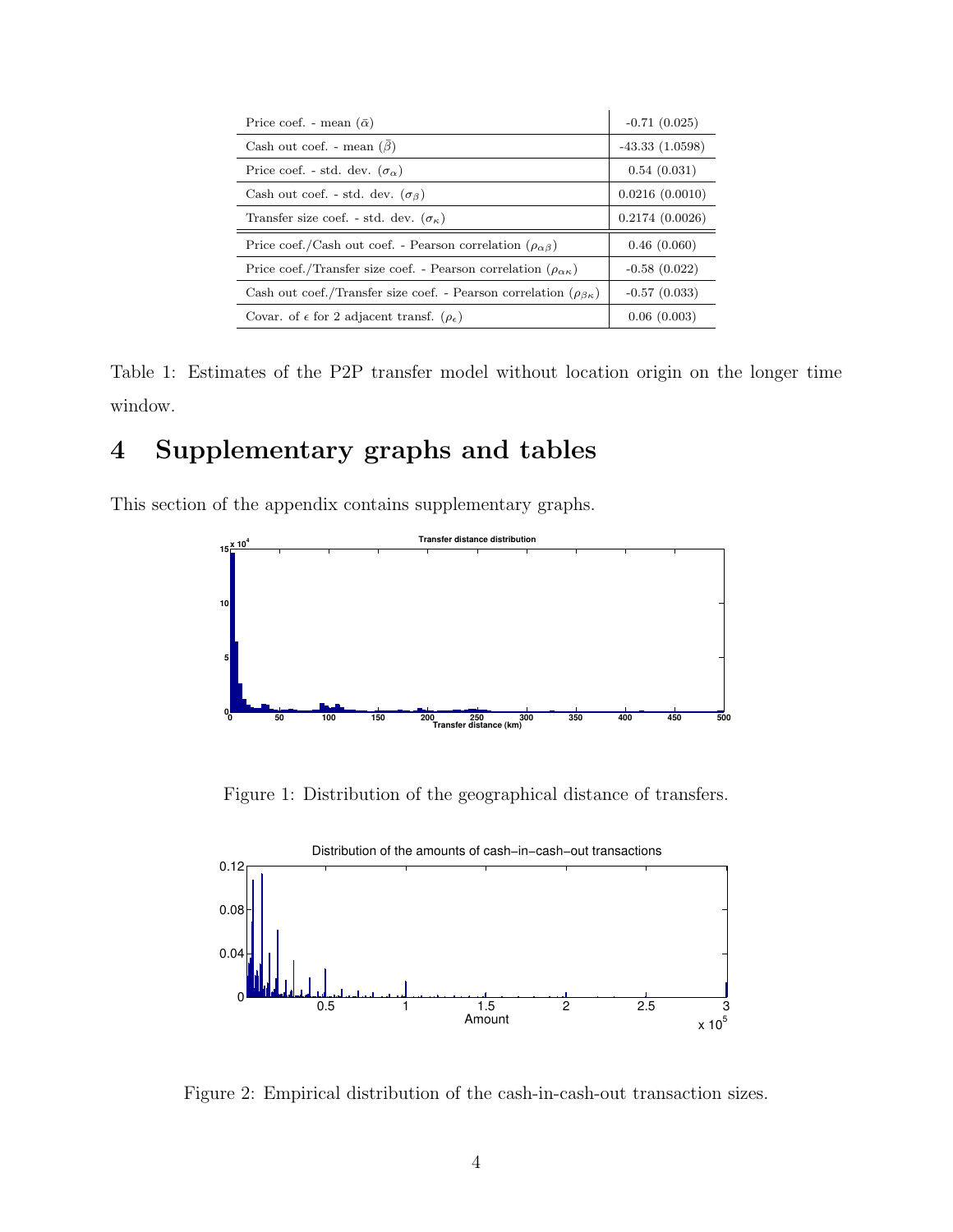| | |
|---|---|
| Price coef. - mean ($\bar{\alpha}$) | -0.71 (0.025) |
| Cash out coef. - mean ($\bar{\beta}$) | -43.33 (1.0598) |
| Price coef. - std. dev. ($\sigma_\alpha$) | 0.54 (0.031) |
| Cash out coef. - std. dev. ($\sigma_\beta$) | 0.0216 (0.0010) |
| Transfer size coef. - std. dev. ($\sigma_\kappa$) | 0.2174 (0.0026) |
| Price coef./Cash out coef. - Pearson correlation ($\rho_{\alpha\beta}$) | 0.46 (0.060) |
| Price coef./Transfer size coef. - Pearson correlation ($\rho_{\alpha\kappa}$) | -0.58 (0.022) |
| Cash out coef./Transfer size coef. - Pearson correlation ($\rho_{\beta\kappa}$) | -0.57 (0.033) |
| Covar. of $\epsilon$ for 2 adjacent transf. ($\rho_\epsilon$) | 0.06 (0.003) |

Table 1: Estimates of the P2P transfer model without location origin on the longer time window.

# 4 Supplementary graphs and tables

This section of the appendix contains supplementary graphs.

Figure 1: Distribution of the geographical distance of transfers.

Figure 2: Empirical distribution of the cash-in-cash-out transaction sizes.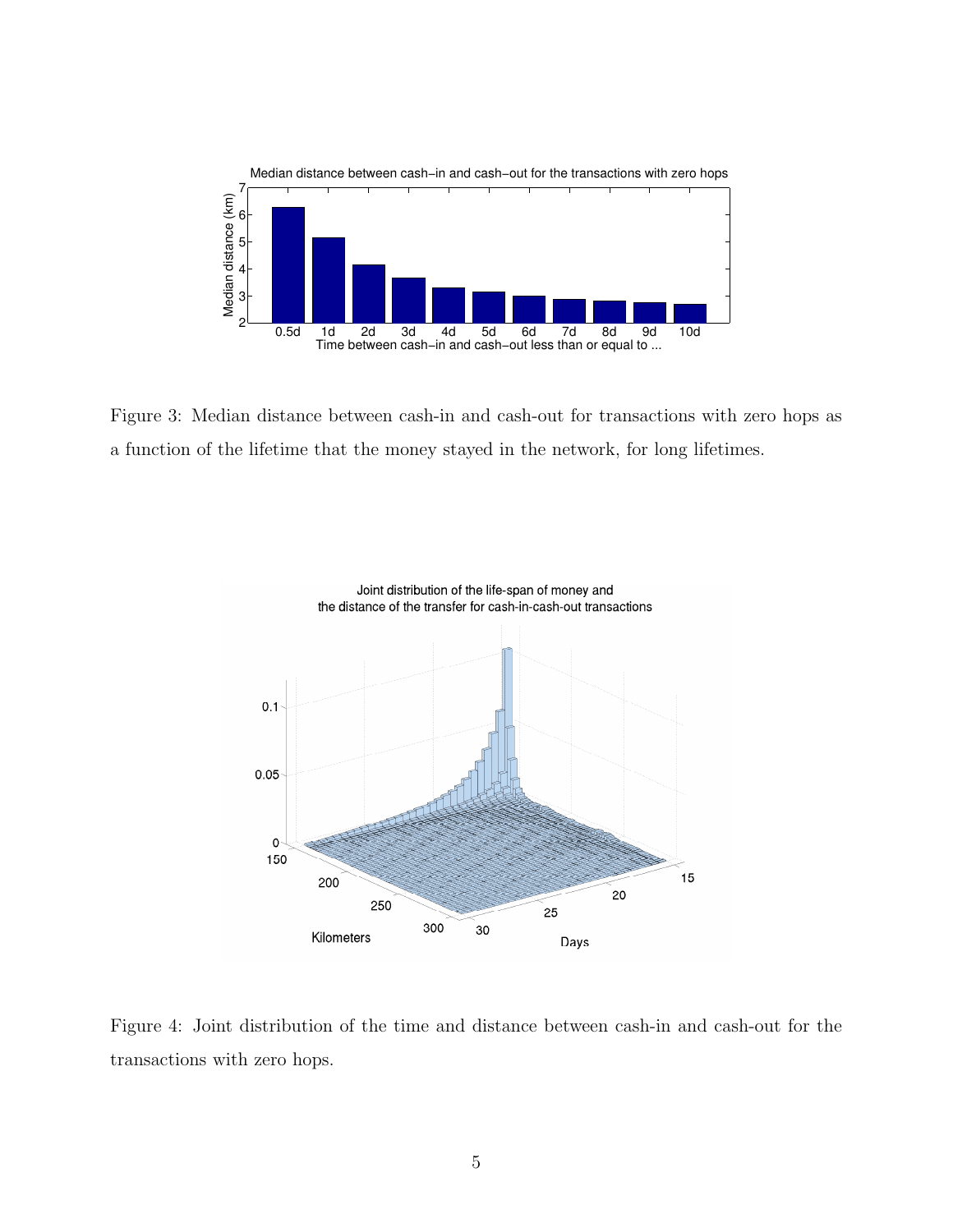Figure 3: Median distance between cash-in and cash-out for transactions with zero hops as a function of the lifetime that the money stayed in the network, for long lifetimes.

Figure 4: Joint distribution of the time and distance between cash-in and cash-out for the transactions with zero hops.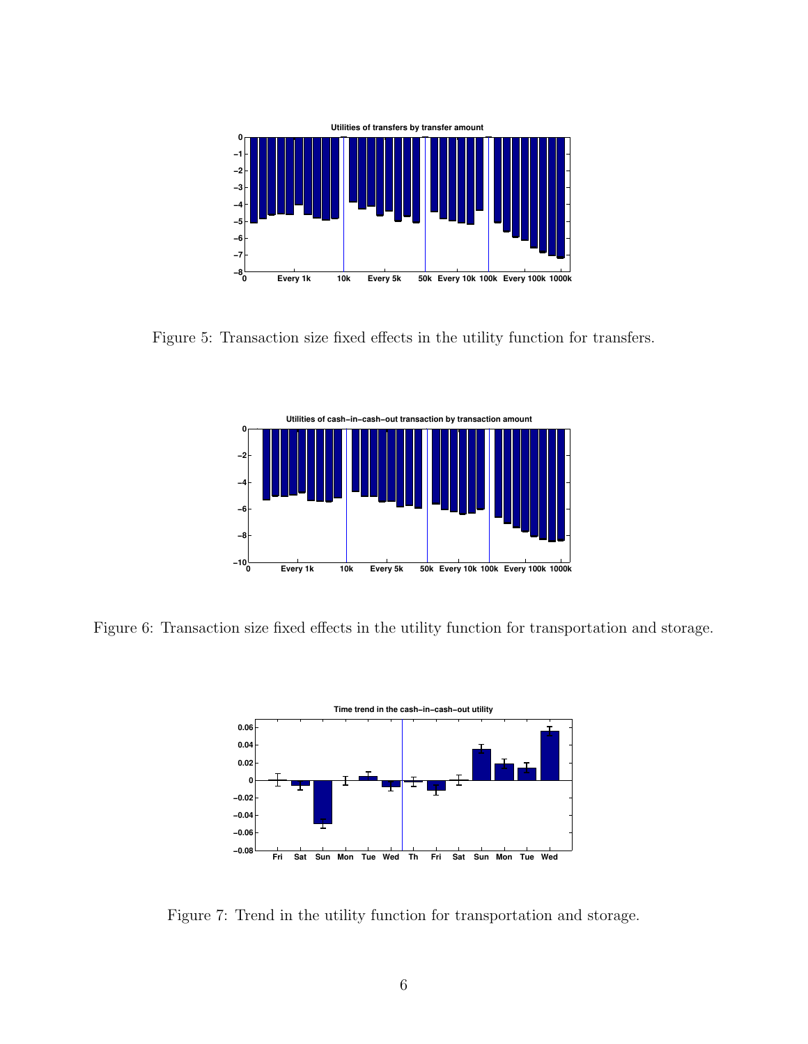Figure 5: Transaction size fixed effects in the utility function for transfers.

Figure 6: Transaction size fixed effects in the utility function for transportation and storage.

Figure 7: Trend in the utility function for transportation and storage.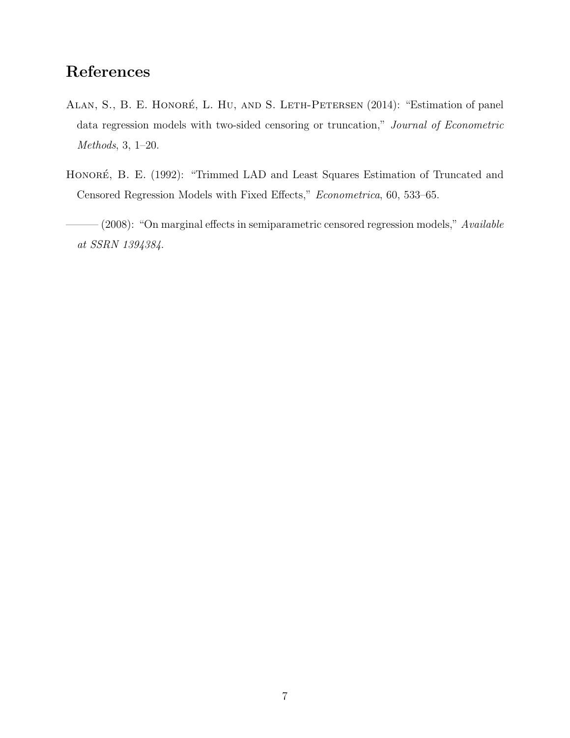# References

Alan, S., B. E. Honoré, L. Hu, and S. Leth-Petersen (2014): "Estimation of panel data regression models with two-sided censoring or truncation," *Journal of Econometric Methods*, 3, 1–20.

Honoré, B. E. (1992): "Trimmed LAD and Least Squares Estimation of Truncated and Censored Regression Models with Fixed Effects," *Econometrica*, 60, 533–65.

——— (2008): "On marginal effects in semiparametric censored regression models," *Available at SSRN 1394384*.